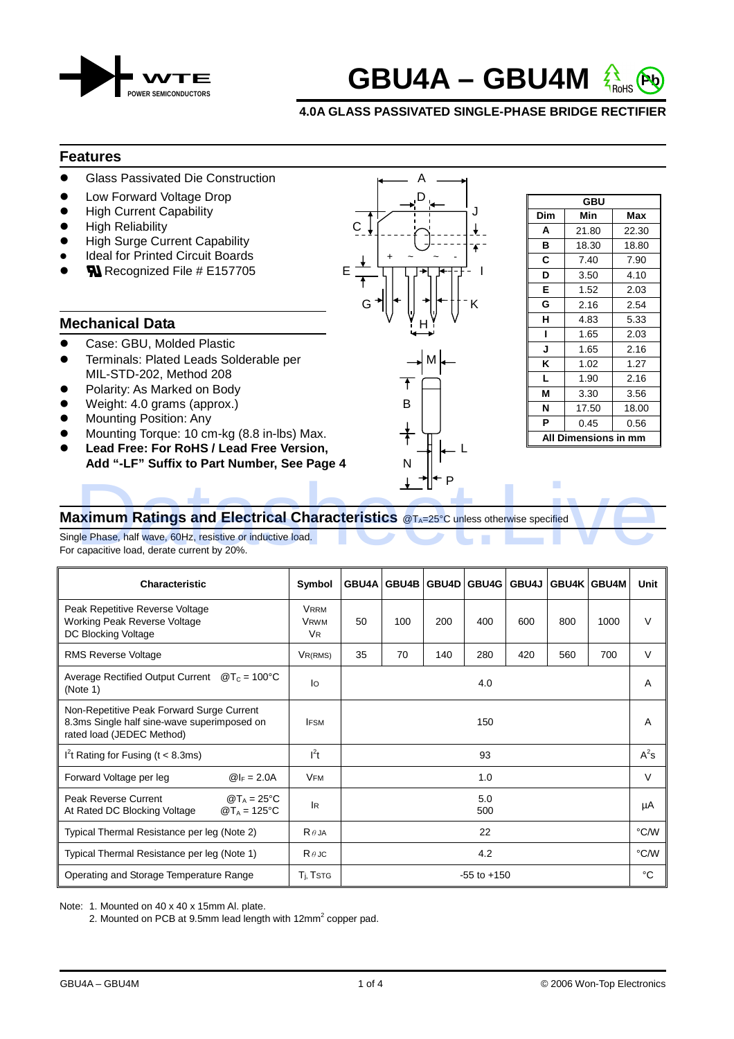# GBU4A – GBU4M

**4.0A GLASS PASSIVATED SINGLE-PHASE BRIDGE RECTIFIER**

## Features

- Glass Passivated Die Construction
- Low Forward Voltage Drop
- High Current Capability
- High Reliability
- High Surge Current Capability
- Ideal for Printed Circuit Boards
- UL Recognized File # E157705

## Mechanical Data

- Case: GBU, Molded Plastic
- Terminals: Plated Leads Solderable per MIL-STD-202, Method 208
- Polarity: As Marked on Body
- Weight: 4.0 grams (approx.)
- Mounting Position: Any
- Mounting Torque: 10 cm-kg (8.8 in-lbs) Max.
- **Lead Free: For RoHS / Lead Free Version, Add "-LF" Suffix to Part Number, See Page 4**

| GBU | | |
|---|---|---|
| **Dim** | **Min** | **Max** |
| **A** | 21.80 | 22.30 |
| **B** | 18.30 | 18.80 |
| **C** | 7.40 | 7.90 |
| **D** | 3.50 | 4.10 |
| **E** | 1.52 | 2.03 |
| **G** | 2.16 | 2.54 |
| **H** | 4.83 | 5.33 |
| **I** | 1.65 | 2.03 |
| **J** | 1.65 | 2.16 |
| **K** | 1.02 | 1.27 |
| **L** | 1.90 | 2.16 |
| **M** | 3.30 | 3.56 |
| **N** | 17.50 | 18.00 |
| **P** | 0.45 | 0.56 |
| **All Dimensions in mm** | | |

## Maximum Ratings and Electrical Characteristics @$T_A$=25°C unless otherwise specified

Single Phase, half wave, 60Hz, resistive or inductive load.
For capacitive load, derate current by 20%.

| Characteristic | Symbol | GBU4A | GBU4B | GBU4D | GBU4G | GBU4J | GBU4K | GBU4M | Unit |
|---|---|---|---|---|---|---|---|---|---|
| Peak Repetitive Reverse Voltage<br>Working Peak Reverse Voltage<br>DC Blocking Voltage | $V_{RRM}$<br>$V_{RWM}$<br>$V_R$ | 50 | 100 | 200 | 400 | 600 | 800 | 1000 | V |
| RMS Reverse Voltage | $V_{R(RMS)}$ | 35 | 70 | 140 | 280 | 420 | 560 | 700 | V |
| Average Rectified Output Current @$T_C$ = 100°C (Note 1) | $I_O$ | 4.0 | | | | | | | A |
| Non-Repetitive Peak Forward Surge Current 8.3ms Single half sine-wave superimposed on rated load (JEDEC Method) | $I_{FSM}$ | 150 | | | | | | | A |
| $I^2t$ Rating for Fusing (t < 8.3ms) | $I^2t$ | 93 | | | | | | | $A^2s$ |
| Forward Voltage per leg @$I_F$ = 2.0A | $V_{FM}$ | 1.0 | | | | | | | V |
| Peak Reverse Current @$T_A$ = 25°C<br>At Rated DC Blocking Voltage @$T_A$ = 125°C | $I_R$ | 5.0<br>500 | | | | | | | µA |
| Typical Thermal Resistance per leg (Note 2) | $R_{\theta JA}$ | 22 | | | | | | | °C/W |
| Typical Thermal Resistance per leg (Note 1) | $R_{\theta JC}$ | 4.2 | | | | | | | °C/W |
| Operating and Storage Temperature Range | $T_j, T_{STG}$ | -55 to +150 | | | | | | | °C |

Note: 1. Mounted on 40 x 40 x 15mm Al. plate.
2. Mounted on PCB at 9.5mm lead length with 12mm² copper pad.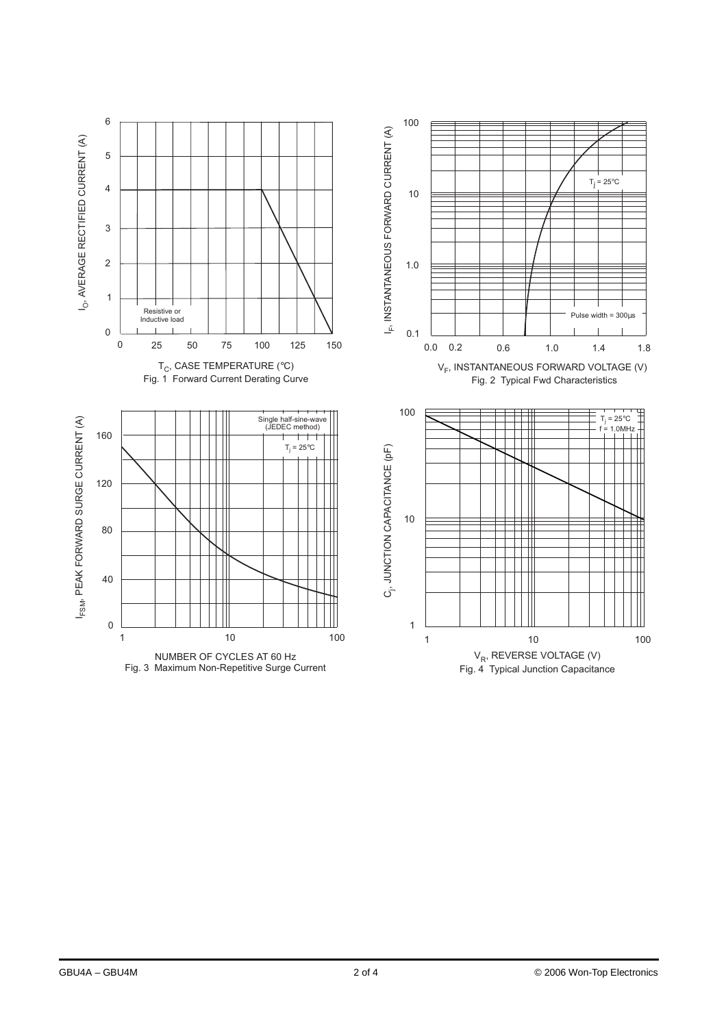$I_O$, AVERAGE RECTIFIED CURRENT (A)

Resistive or Inductive load

$T_C$, CASE TEMPERATURE (°C)

Fig. 1 Forward Current Derating Curve

$I_F$, INSTANTANEOUS FORWARD CURRENT (A)

$T_j$ = 25°C

Pulse width = 300µs

$V_F$, INSTANTANEOUS FORWARD VOLTAGE (V)

Fig. 2 Typical Fwd Characteristics

$I_{FSM}$, PEAK FORWARD SURGE CURRENT (A)

Single half-sine-wave (JEDEC method)

$T_j$ = 25°C

NUMBER OF CYCLES AT 60 Hz

Fig. 3 Maximum Non-Repetitive Surge Current

$C_j$, JUNCTION CAPACITANCE (pF)

$T_j$ = 25°C
f = 1.0MHz

$V_R$, REVERSE VOLTAGE (V)

Fig. 4 Typical Junction Capacitance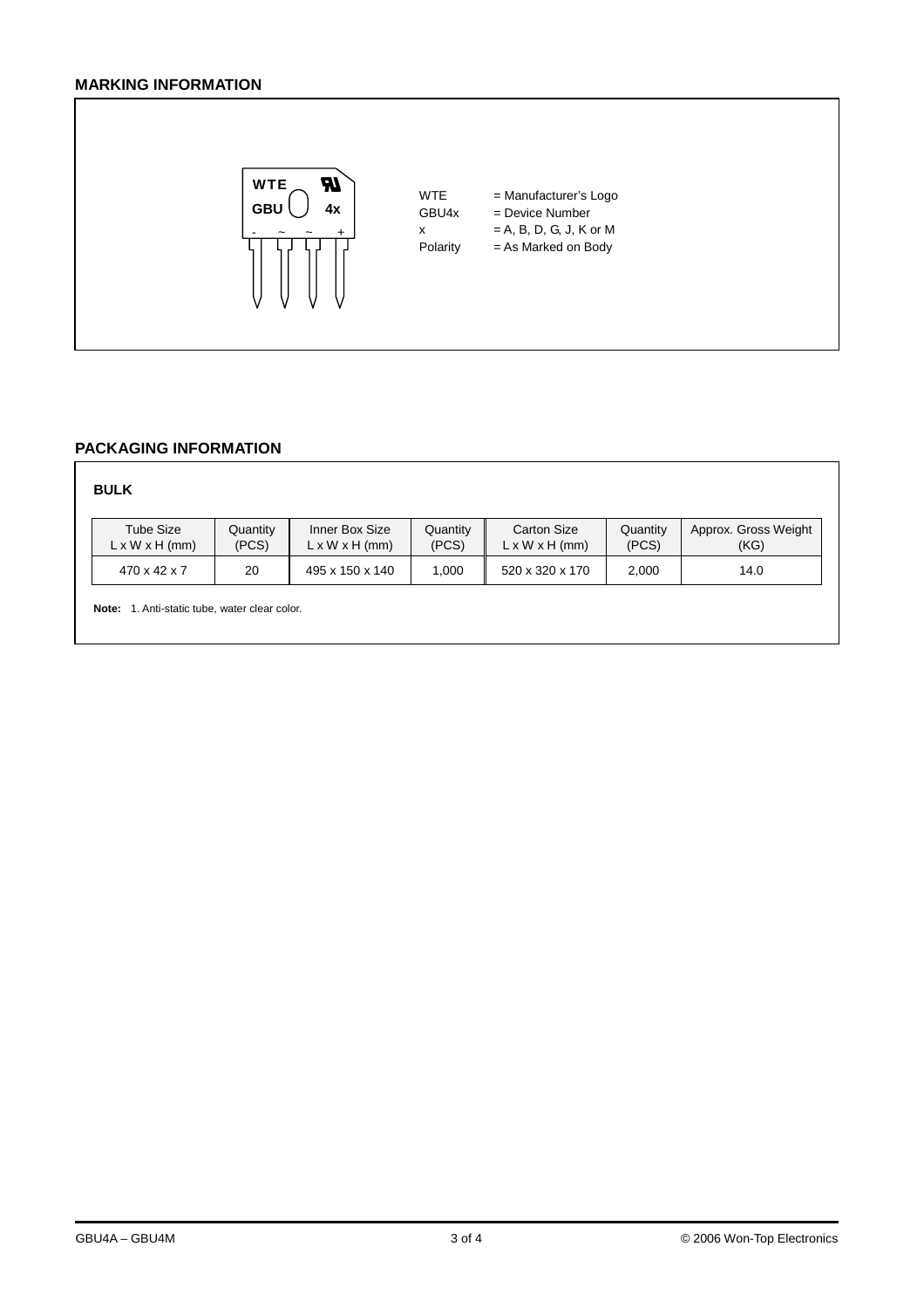## MARKING INFORMATION

WTE = Manufacturer's Logo
GBU4x = Device Number
x = A, B, D, G, J, K or M
Polarity = As Marked on Body

## PACKAGING INFORMATION

### BULK

| Tube Size L x W x H (mm) | Quantity (PCS) | Inner Box Size L x W x H (mm) | Quantity (PCS) | Carton Size L x W x H (mm) | Quantity (PCS) | Approx. Gross Weight (KG) |
|---|---|---|---|---|---|---|
| 470 x 42 x 7 | 20 | 495 x 150 x 140 | 1,000 | 520 x 320 x 170 | 2,000 | 14.0 |

**Note:** 1. Anti-static tube, water clear color.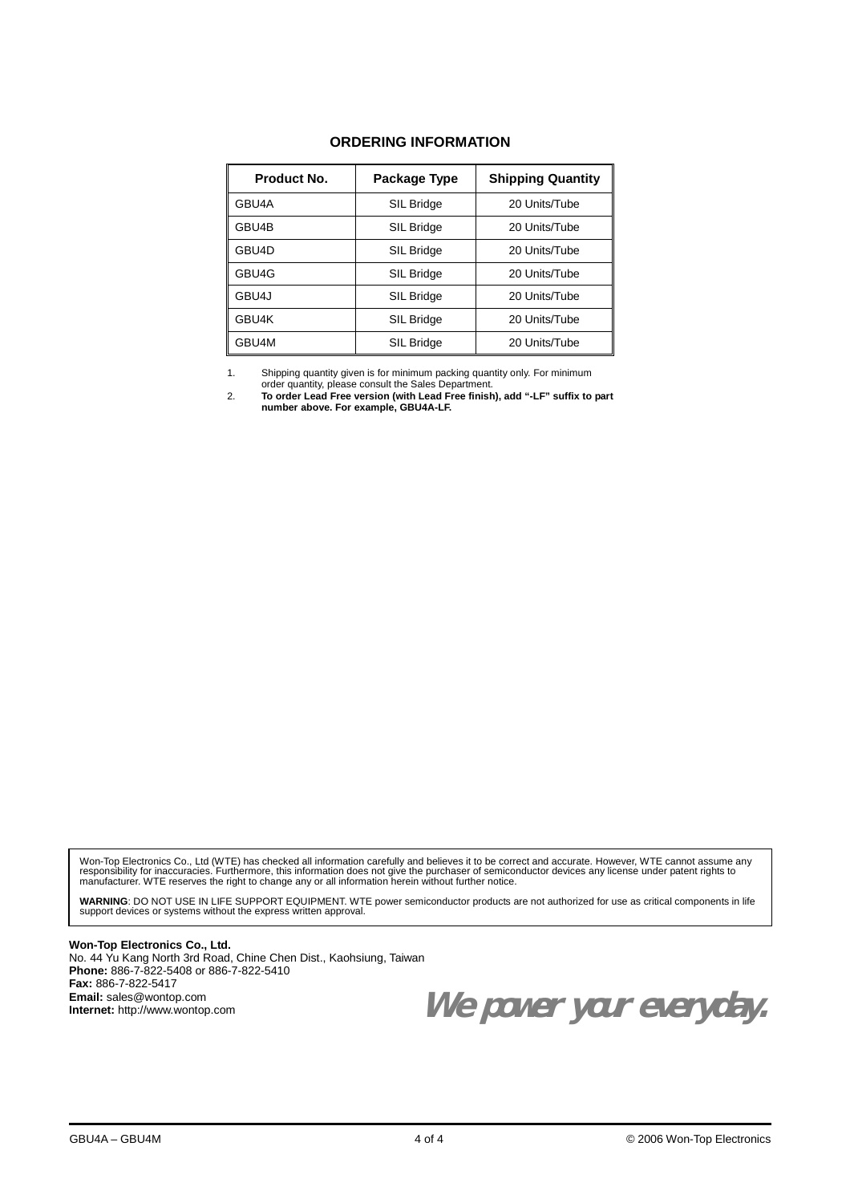## ORDERING INFORMATION

| Product No. | Package Type | Shipping Quantity |
|---|---|---|
| GBU4A | SIL Bridge | 20 Units/Tube |
| GBU4B | SIL Bridge | 20 Units/Tube |
| GBU4D | SIL Bridge | 20 Units/Tube |
| GBU4G | SIL Bridge | 20 Units/Tube |
| GBU4J | SIL Bridge | 20 Units/Tube |
| GBU4K | SIL Bridge | 20 Units/Tube |
| GBU4M | SIL Bridge | 20 Units/Tube |

1. Shipping quantity given is for minimum packing quantity only. For minimum order quantity, please consult the Sales Department.
2. **To order Lead Free version (with Lead Free finish), add "-LF" suffix to part number above. For example, GBU4A-LF.**

Won-Top Electronics Co., Ltd (WTE) has checked all information carefully and believes it to be correct and accurate. However, WTE cannot assume any responsibility for inaccuracies. Furthermore, this information does not give the purchaser of semiconductor devices any license under patent rights to manufacturer. WTE reserves the right to change any or all information herein without further notice.

**WARNING**: DO NOT USE IN LIFE SUPPORT EQUIPMENT. WTE power semiconductor products are not authorized for use as critical components in life support devices or systems without the express written approval.

**Won-Top Electronics Co., Ltd.**
No. 44 Yu Kang North 3rd Road, Chine Chen Dist., Kaohsiung, Taiwan
**Phone:** 886-7-822-5408 or 886-7-822-5410
**Fax:** 886-7-822-5417
**Email:** sales@wontop.com
**Internet:** http://www.wontop.com

*We power your everyday.*